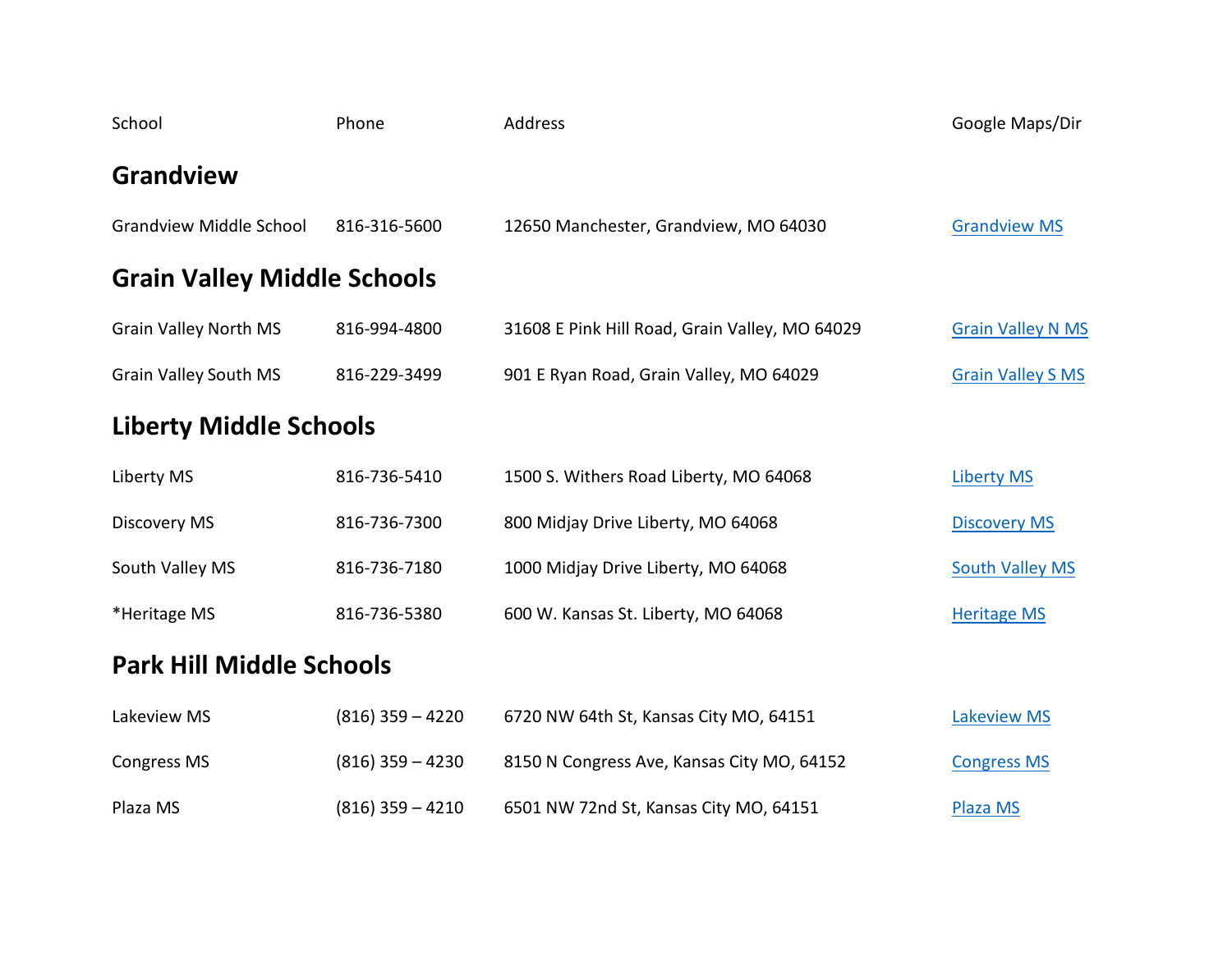| School | Phone | Address | Google Maps/Dir |
|---|---|---|---|

## Grandview

| School | Phone | Address | Google Maps/Dir |
|---|---|---|---|
| Grandview Middle School | 816-316-5600 | 12650 Manchester, Grandview, MO 64030 | Grandview MS |

## Grain Valley Middle Schools

| School | Phone | Address | Google Maps/Dir |
|---|---|---|---|
| Grain Valley North MS | 816-994-4800 | 31608 E Pink Hill Road, Grain Valley, MO 64029 | Grain Valley N MS |
| Grain Valley South MS | 816-229-3499 | 901 E Ryan Road, Grain Valley, MO 64029 | Grain Valley S MS |

## Liberty Middle Schools

| School | Phone | Address | Google Maps/Dir |
|---|---|---|---|
| Liberty MS | 816-736-5410 | 1500 S. Withers Road Liberty, MO 64068 | Liberty MS |
| Discovery MS | 816-736-7300 | 800 Midjay Drive Liberty, MO 64068 | Discovery MS |
| South Valley MS | 816-736-7180 | 1000 Midjay Drive Liberty, MO 64068 | South Valley MS |
| *Heritage MS | 816-736-5380 | 600 W. Kansas St. Liberty, MO 64068 | Heritage MS |

## Park Hill Middle Schools

| School | Phone | Address | Google Maps/Dir |
|---|---|---|---|
| Lakeview MS | (816) 359 – 4220 | 6720 NW 64th St, Kansas City MO, 64151 | Lakeview MS |
| Congress MS | (816) 359 – 4230 | 8150 N Congress Ave, Kansas City MO, 64152 | Congress MS |
| Plaza MS | (816) 359 – 4210 | 6501 NW 72nd St, Kansas City MO, 64151 | Plaza MS |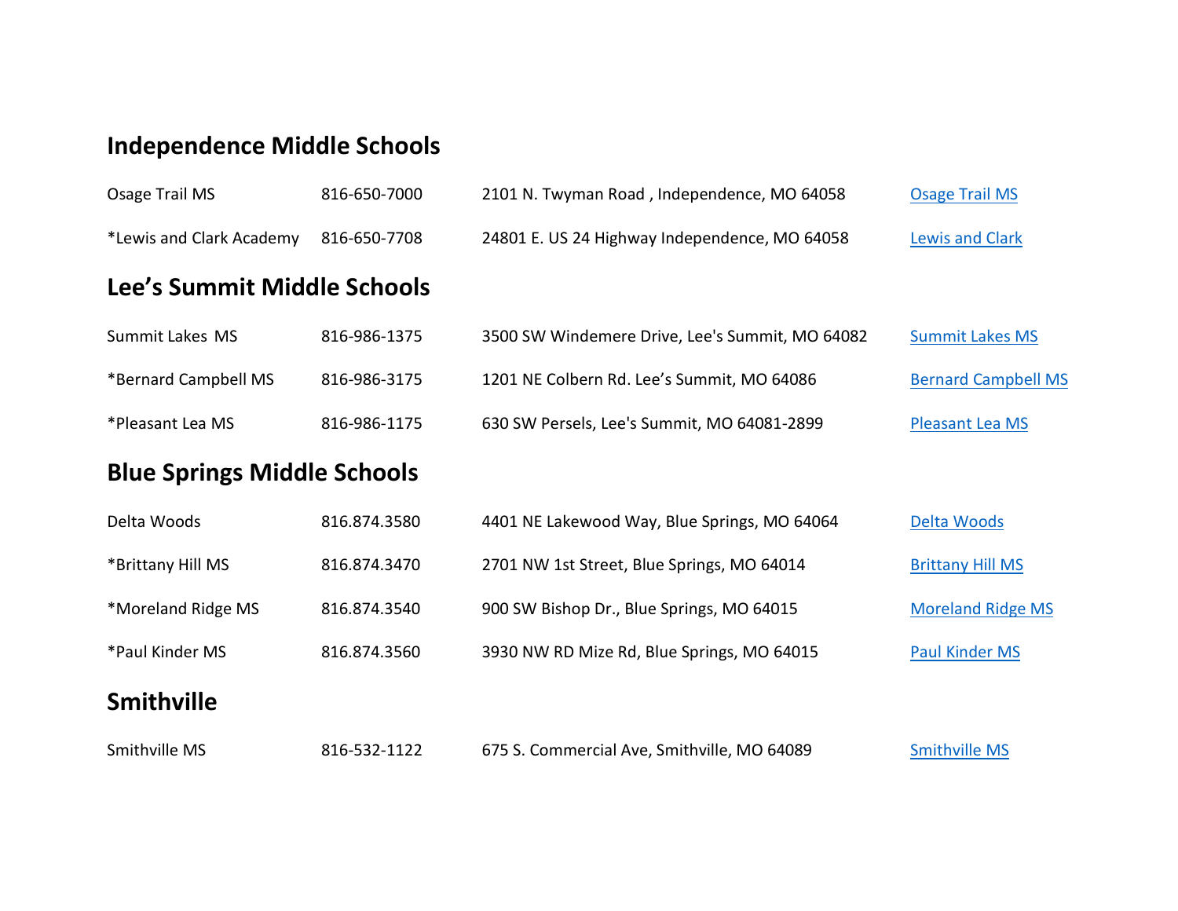## Independence Middle Schools

| | | | |
|---|---|---|---|
| Osage Trail MS | 816-650-7000 | 2101 N. Twyman Road , Independence, MO 64058 | Osage Trail MS |
| *Lewis and Clark Academy | 816-650-7708 | 24801 E. US 24 Highway Independence, MO 64058 | Lewis and Clark |

## Lee's Summit Middle Schools

| | | | |
|---|---|---|---|
| Summit Lakes MS | 816-986-1375 | 3500 SW Windemere Drive, Lee's Summit, MO 64082 | Summit Lakes MS |
| *Bernard Campbell MS | 816-986-3175 | 1201 NE Colbern Rd. Lee's Summit, MO 64086 | Bernard Campbell MS |
| *Pleasant Lea MS | 816-986-1175 | 630 SW Persels, Lee's Summit, MO 64081-2899 | Pleasant Lea MS |

## Blue Springs Middle Schools

| | | | |
|---|---|---|---|
| Delta Woods | 816.874.3580 | 4401 NE Lakewood Way, Blue Springs, MO 64064 | Delta Woods |
| *Brittany Hill MS | 816.874.3470 | 2701 NW 1st Street, Blue Springs, MO 64014 | Brittany Hill MS |
| *Moreland Ridge MS | 816.874.3540 | 900 SW Bishop Dr., Blue Springs, MO 64015 | Moreland Ridge MS |
| *Paul Kinder MS | 816.874.3560 | 3930 NW RD Mize Rd, Blue Springs, MO 64015 | Paul Kinder MS |

## Smithville

| | | | |
|---|---|---|---|
| Smithville MS | 816-532-1122 | 675 S. Commercial Ave, Smithville, MO 64089 | Smithville MS |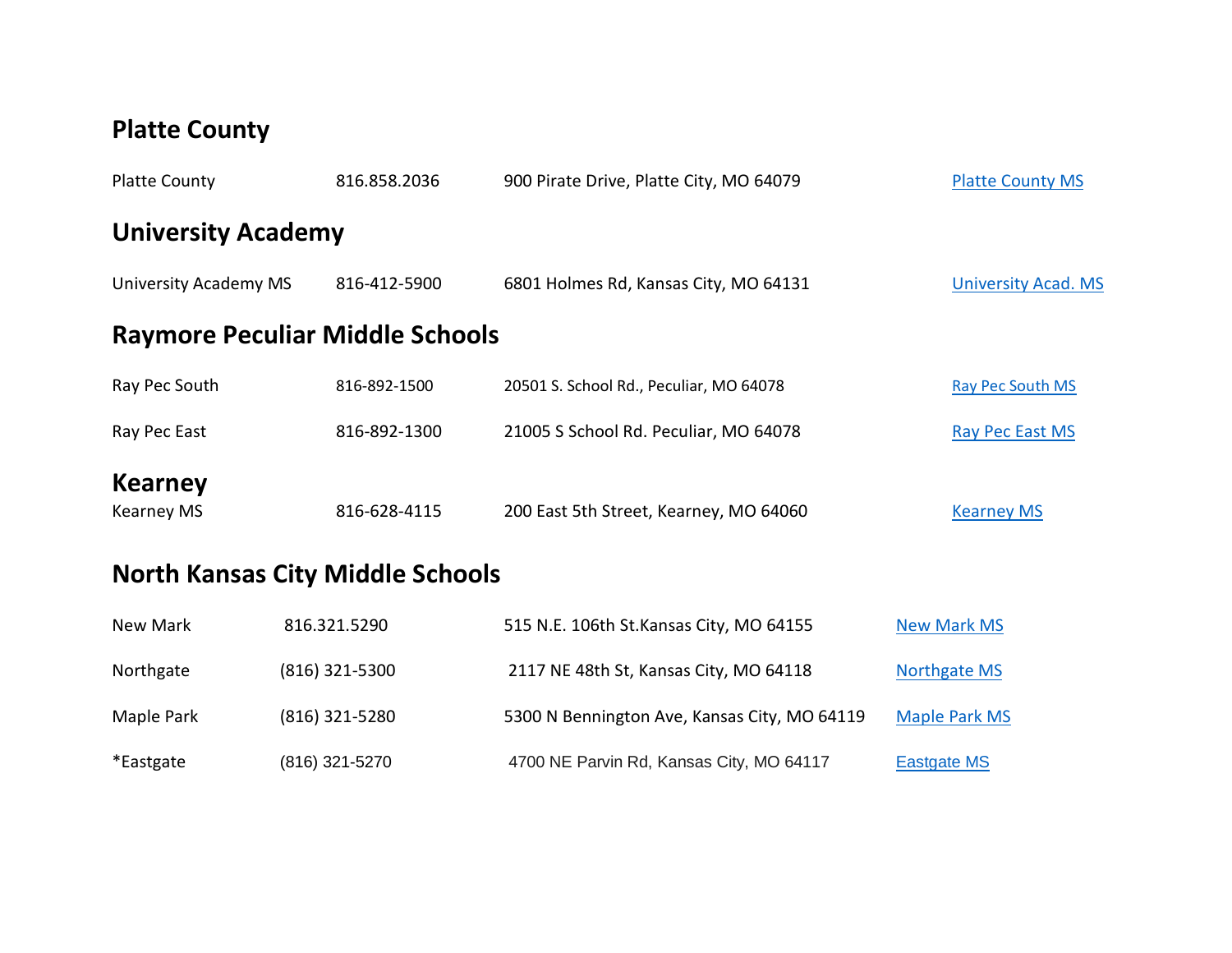## Platte County

| | | | |
|---|---|---|---|
| Platte County | 816.858.2036 | 900 Pirate Drive, Platte City, MO 64079 | Platte County MS |

## University Academy

| | | | |
|---|---|---|---|
| University Academy MS | 816-412-5900 | 6801 Holmes Rd, Kansas City, MO 64131 | University Acad. MS |

## Raymore Peculiar Middle Schools

| | | | |
|---|---|---|---|
| Ray Pec South | 816-892-1500 | 20501 S. School Rd., Peculiar, MO 64078 | Ray Pec South MS |
| Ray Pec East | 816-892-1300 | 21005 S School Rd. Peculiar, MO 64078 | Ray Pec East MS |

## Kearney

| | | | |
|---|---|---|---|
| Kearney MS | 816-628-4115 | 200 East 5th Street, Kearney, MO 64060 | Kearney MS |

## North Kansas City Middle Schools

| | | | |
|---|---|---|---|
| New Mark | 816.321.5290 | 515 N.E. 106th St.Kansas City, MO 64155 | New Mark MS |
| Northgate | (816) 321-5300 | 2117 NE 48th St, Kansas City, MO 64118 | Northgate MS |
| Maple Park | (816) 321-5280 | 5300 N Bennington Ave, Kansas City, MO 64119 | Maple Park MS |
| *Eastgate | (816) 321-5270 | 4700 NE Parvin Rd, Kansas City, MO 64117 | Eastgate MS |